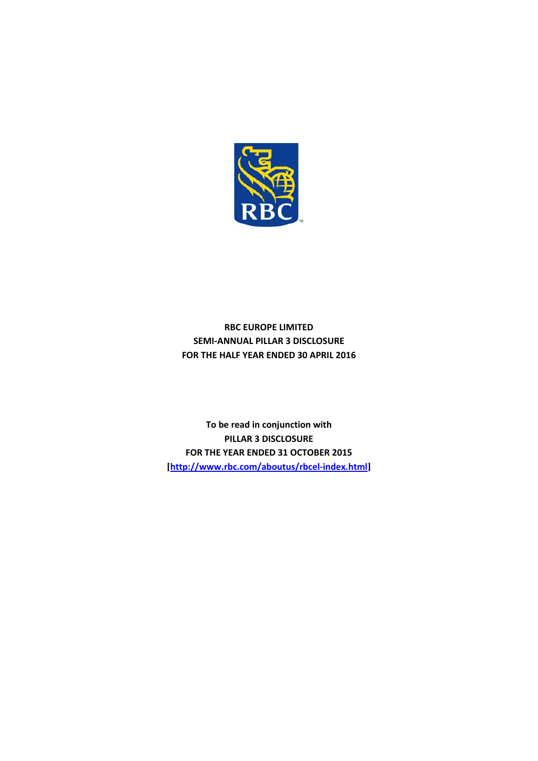**RBC EUROPE LIMITED**
**SEMI-ANNUAL PILLAR 3 DISCLOSURE**
**FOR THE HALF YEAR ENDED 30 APRIL 2016**

**To be read in conjunction with**
**PILLAR 3 DISCLOSURE**
**FOR THE YEAR ENDED 31 OCTOBER 2015**
**[http://www.rbc.com/aboutus/rbcel-index.html]**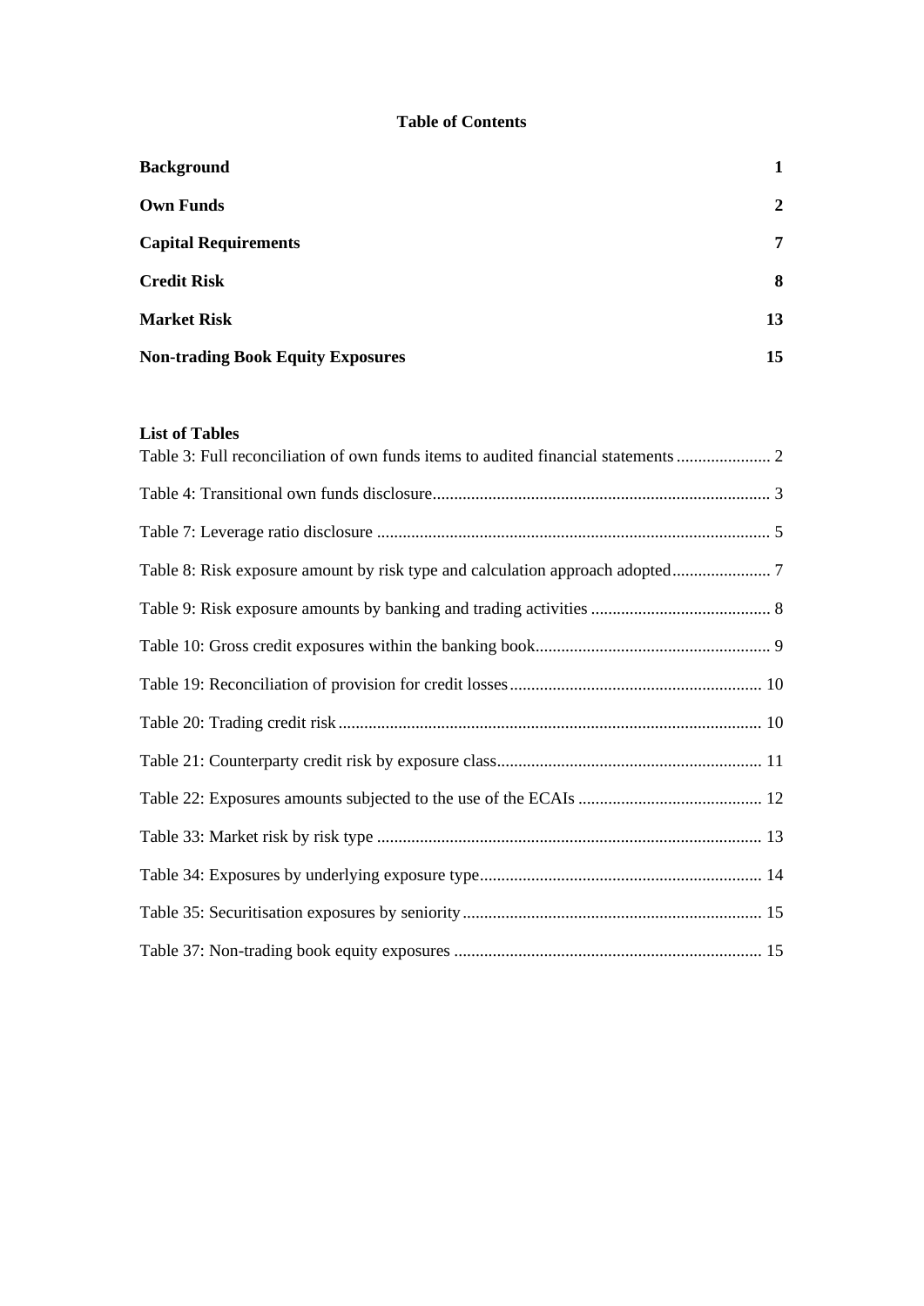**Table of Contents**

| | |
|---|---|
| **Background** | **1** |
| **Own Funds** | **2** |
| **Capital Requirements** | **7** |
| **Credit Risk** | **8** |
| **Market Risk** | **13** |
| **Non-trading Book Equity Exposures** | **15** |

**List of Tables**

Table 3: Full reconciliation of own funds items to audited financial statements ...................... 2

Table 4: Transitional own funds disclosure.............................................................................. 3

Table 7: Leverage ratio disclosure ........................................................................................... 5

Table 8: Risk exposure amount by risk type and calculation approach adopted....................... 7

Table 9: Risk exposure amounts by banking and trading activities .......................................... 8

Table 10: Gross credit exposures within the banking book....................................................... 9

Table 19: Reconciliation of provision for credit losses........................................................... 10

Table 20: Trading credit risk .................................................................................................. 10

Table 21: Counterparty credit risk by exposure class............................................................. 11

Table 22: Exposures amounts subjected to the use of the ECAIs ........................................... 12

Table 33: Market risk by risk type .......................................................................................... 13

Table 34: Exposures by underlying exposure type.................................................................. 14

Table 35: Securitisation exposures by seniority ...................................................................... 15

Table 37: Non-trading book equity exposures ........................................................................ 15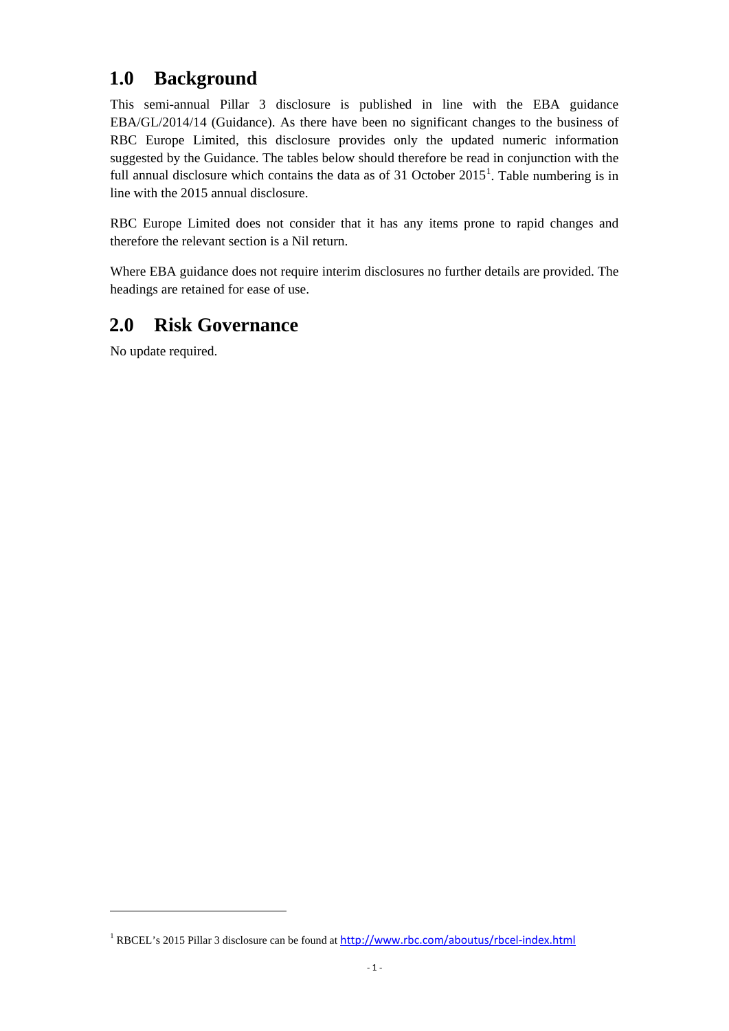## 1.0 Background

This semi-annual Pillar 3 disclosure is published in line with the EBA guidance EBA/GL/2014/14 (Guidance). As there have been no significant changes to the business of RBC Europe Limited, this disclosure provides only the updated numeric information suggested by the Guidance. The tables below should therefore be read in conjunction with the full annual disclosure which contains the data as of 31 October 2015[1]. Table numbering is in line with the 2015 annual disclosure.

RBC Europe Limited does not consider that it has any items prone to rapid changes and therefore the relevant section is a Nil return.

Where EBA guidance does not require interim disclosures no further details are provided. The headings are retained for ease of use.

## 2.0 Risk Governance

No update required.

[1] RBCEL's 2015 Pillar 3 disclosure can be found at http://www.rbc.com/aboutus/rbcel-index.html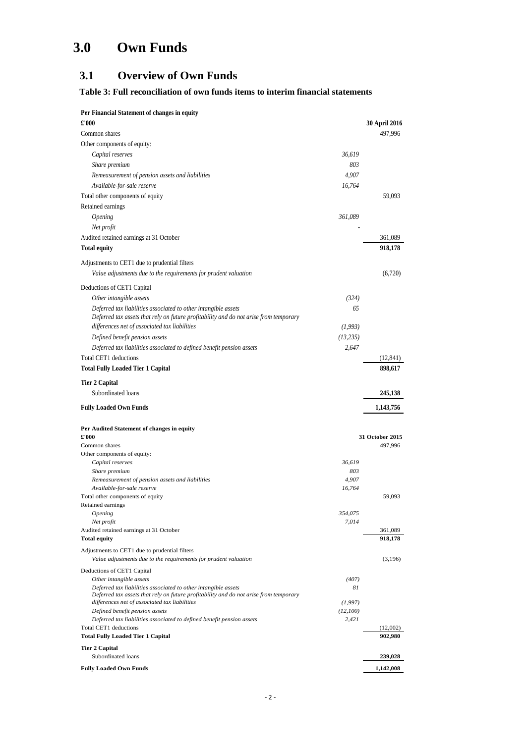# 3.0 Own Funds

## 3.1 Overview of Own Funds

### Table 3: Full reconciliation of own funds items to interim financial statements

| **Per Financial Statement of changes in equity** | | |
|---|---|---|
| **£'000** | | **30 April 2016** |
| Common shares | | 497,996 |
| Other components of equity: | | |
| *Capital reserves* | *36,619* | |
| *Share premium* | *803* | |
| *Remeasurement of pension assets and liabilities* | *4,907* | |
| *Available-for-sale reserve* | *16,764* | |
| Total other components of equity | | 59,093 |
| Retained earnings | | |
| *Opening* | *361,089* | |
| *Net profit* | - | |
| Audited retained earnings at 31 October | | 361,089 |
| **Total equity** | | **918,178** |
| Adjustments to CET1 due to prudential filters | | |
| *Value adjustments due to the requirements for prudent valuation* | | (6,720) |
| Deductions of CET1 Capital | | |
| *Other intangible assets* | *(324)* | |
| *Deferred tax liabilities associated to other intangible assets* | *65* | |
| *Deferred tax assets that rely on future profitability and do not arise from temporary differences net of associated tax liabilities* | *(1,993)* | |
| *Defined benefit pension assets* | *(13,235)* | |
| *Deferred tax liabilities associated to defined benefit pension assets* | *2,647* | |
| Total CET1 deductions | | (12,841) |
| **Total Fully Loaded Tier 1 Capital** | | **898,617** |
| **Tier 2 Capital** | | |
| Subordinated loans | | **245,138** |
| **Fully Loaded Own Funds** | | **1,143,756** |

| **Per Audited Statement of changes in equity** | | |
|---|---|---|
| **£'000** | | **31 October 2015** |
| Common shares | | 497,996 |
| Other components of equity: | | |
| *Capital reserves* | *36,619* | |
| *Share premium* | *803* | |
| *Remeasurement of pension assets and liabilities* | *4,907* | |
| *Available-for-sale reserve* | *16,764* | |
| Total other components of equity | | 59,093 |
| Retained earnings | | |
| *Opening* | *354,075* | |
| *Net profit* | *7,014* | |
| Audited retained earnings at 31 October | | 361,089 |
| **Total equity** | | **918,178** |
| Adjustments to CET1 due to prudential filters | | |
| *Value adjustments due to the requirements for prudent valuation* | | (3,196) |
| Deductions of CET1 Capital | | |
| *Other intangible assets* | *(407)* | |
| *Deferred tax liabilities associated to other intangible assets* | *81* | |
| *Deferred tax assets that rely on future profitability and do not arise from temporary differences net of associated tax liabilities* | *(1,997)* | |
| *Defined benefit pension assets* | *(12,100)* | |
| *Deferred tax liabilities associated to defined benefit pension assets* | *2,421* | |
| Total CET1 deductions | | (12,002) |
| **Total Fully Loaded Tier 1 Capital** | | **902,980** |
| **Tier 2 Capital** | | |
| Subordinated loans | | **239,028** |
| **Fully Loaded Own Funds** | | **1,142,008** |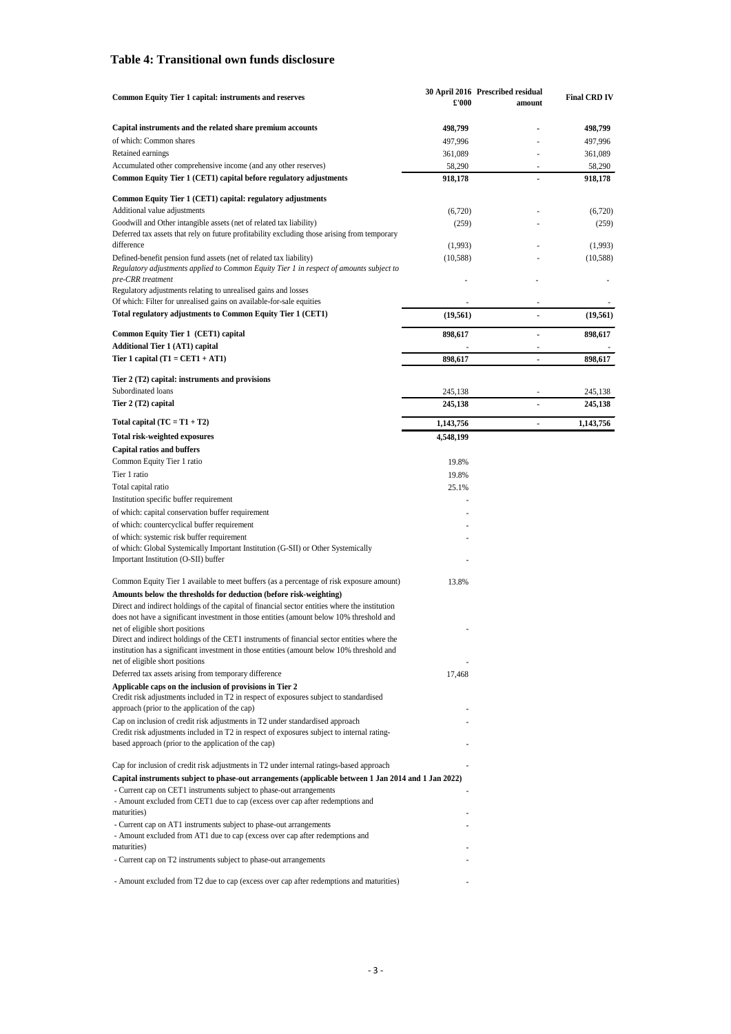## Table 4: Transitional own funds disclosure

| Common Equity Tier 1 capital: instruments and reserves | 30 April 2016 £'000 | Prescribed residual amount | Final CRD IV |
|---|---|---|---|
| **Capital instruments and the related share premium accounts** | **498,799** | **-** | **498,799** |
| of which: Common shares | 497,996 | - | 497,996 |
| Retained earnings | 361,089 | - | 361,089 |
| Accumulated other comprehensive income (and any other reserves) | 58,290 | - | 58,290 |
| **Common Equity Tier 1 (CET1) capital before regulatory adjustments** | **918,178** | **-** | **918,178** |
| **Common Equity Tier 1 (CET1) capital: regulatory adjustments** | | | |
| Additional value adjustments | (6,720) | - | (6,720) |
| Goodwill and Other intangible assets (net of related tax liability) | (259) | - | (259) |
| Deferred tax assets that rely on future profitability excluding those arising from temporary difference | (1,993) | - | (1,993) |
| Defined-benefit pension fund assets (net of related tax liability) | (10,588) | - | (10,588) |
| *Regulatory adjustments applied to Common Equity Tier 1 in respect of amounts subject to pre-CRR treatment* | - | - | - |
| Regulatory adjustments relating to unrealised gains and losses | | | |
| Of which: Filter for unrealised gains on available-for-sale equities | - | - | - |
| **Total regulatory adjustments to Common Equity Tier 1 (CET1)** | **(19,561)** | **-** | **(19,561)** |
| **Common Equity Tier 1 (CET1) capital** | **898,617** | **-** | **898,617** |
| **Additional Tier 1 (AT1) capital** | - | - | - |
| **Tier 1 capital (T1 = CET1 + AT1)** | **898,617** | **-** | **898,617** |
| **Tier 2 (T2) capital: instruments and provisions** | | | |
| Subordinated loans | 245,138 | - | 245,138 |
| **Tier 2 (T2) capital** | **245,138** | **-** | **245,138** |
| **Total capital (TC = T1 + T2)** | **1,143,756** | **-** | **1,143,756** |
| **Total risk-weighted exposures** | **4,548,199** | | |
| **Capital ratios and buffers** | | | |
| Common Equity Tier 1 ratio | 19.8% | | |
| Tier 1 ratio | 19.8% | | |
| Total capital ratio | 25.1% | | |
| Institution specific buffer requirement | - | | |
| of which: capital conservation buffer requirement | - | | |
| of which: countercyclical buffer requirement | - | | |
| of which: systemic risk buffer requirement | - | | |
| of which: Global Systemically Important Institution (G-SII) or Other Systemically Important Institution (O-SII) buffer | - | | |
| Common Equity Tier 1 available to meet buffers (as a percentage of risk exposure amount) | 13.8% | | |
| **Amounts below the thresholds for deduction (before risk-weighting)** | | | |
| Direct and indirect holdings of the capital of financial sector entities where the institution does not have a significant investment in those entities (amount below 10% threshold and net of eligible short positions | - | | |
| Direct and indirect holdings of the CET1 instruments of financial sector entities where the institution has a significant investment in those entities (amount below 10% threshold and net of eligible short positions | - | | |
| Deferred tax assets arising from temporary difference | 17,468 | | |
| **Applicable caps on the inclusion of provisions in Tier 2** | | | |
| Credit risk adjustments included in T2 in respect of exposures subject to standardised approach (prior to the application of the cap) | - | | |
| Cap on inclusion of credit risk adjustments in T2 under standardised approach | - | | |
| Credit risk adjustments included in T2 in respect of exposures subject to internal rating-based approach (prior to the application of the cap) | - | | |
| Cap for inclusion of credit risk adjustments in T2 under internal ratings-based approach | - | | |
| **Capital instruments subject to phase-out arrangements (applicable between 1 Jan 2014 and 1 Jan 2022)** | | | |
| - Current cap on CET1 instruments subject to phase-out arrangements | - | | |
| - Amount excluded from CET1 due to cap (excess over cap after redemptions and maturities) | - | | |
| - Current cap on AT1 instruments subject to phase-out arrangements | - | | |
| - Amount excluded from AT1 due to cap (excess over cap after redemptions and maturities) | - | | |
| - Current cap on T2 instruments subject to phase-out arrangements | - | | |
| - Amount excluded from T2 due to cap (excess over cap after redemptions and maturities) | - | | |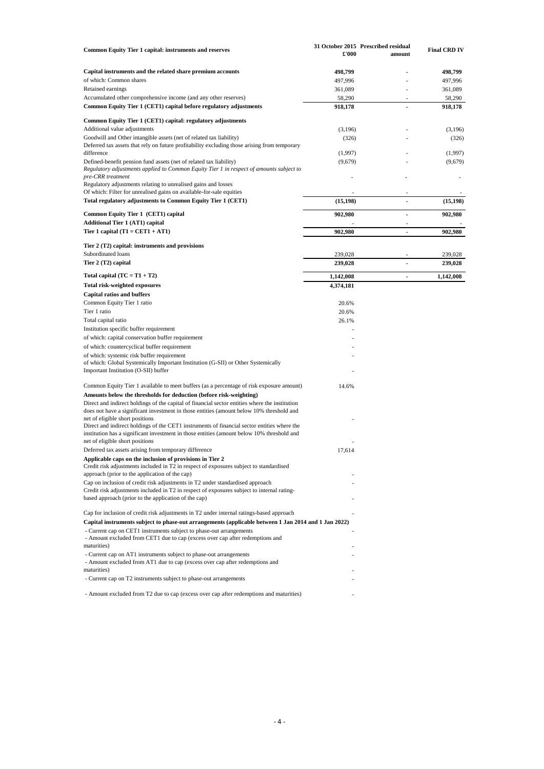| Common Equity Tier 1 capital: instruments and reserves | 31 October 2015 £'000 | Prescribed residual amount | Final CRD IV |
|---|---|---|---|
| **Capital instruments and the related share premium accounts** | **498,799** | - | **498,799** |
| of which: Common shares | 497,996 | - | 497,996 |
| Retained earnings | 361,089 | - | 361,089 |
| Accumulated other comprehensive income (and any other reserves) | 58,290 | - | 58,290 |
| **Common Equity Tier 1 (CET1) capital before regulatory adjustments** | **918,178** | **-** | **918,178** |
| **Common Equity Tier 1 (CET1) capital: regulatory adjustments** | | | |
| Additional value adjustments | (3,196) | - | (3,196) |
| Goodwill and Other intangible assets (net of related tax liability) | (326) | - | (326) |
| Deferred tax assets that rely on future profitability excluding those arising from temporary difference | (1,997) | - | (1,997) |
| Defined-benefit pension fund assets (net of related tax liability) | (9,679) | - | (9,679) |
| *Regulatory adjustments applied to Common Equity Tier 1 in respect of amounts subject to pre-CRR treatment* | - | - | - |
| Regulatory adjustments relating to unrealised gains and losses | | | |
| Of which: Filter for unrealised gains on available-for-sale equities | - | - | - |
| **Total regulatory adjustments to Common Equity Tier 1 (CET1)** | **(15,198)** | **-** | **(15,198)** |
| **Common Equity Tier 1 (CET1) capital** | **902,980** | **-** | **902,980** |
| **Additional Tier 1 (AT1) capital** | - | - | - |
| **Tier 1 capital (T1 = CET1 + AT1)** | **902,980** | **-** | **902,980** |
| **Tier 2 (T2) capital: instruments and provisions** | | | |
| Subordinated loans | 239,028 | - | 239,028 |
| **Tier 2 (T2) capital** | **239,028** | **-** | **239,028** |
| **Total capital (TC = T1 + T2)** | **1,142,008** | **-** | **1,142,008** |
| **Total risk-weighted exposures** | **4,374,181** | | |
| **Capital ratios and buffers** | | | |
| Common Equity Tier 1 ratio | 20.6% | | |
| Tier 1 ratio | 20.6% | | |
| Total capital ratio | 26.1% | | |
| Institution specific buffer requirement | - | | |
| of which: capital conservation buffer requirement | - | | |
| of which: countercyclical buffer requirement | - | | |
| of which: systemic risk buffer requirement | - | | |
| of which: Global Systemically Important Institution (G-SII) or Other Systemically Important Institution (O-SII) buffer | - | | |
| Common Equity Tier 1 available to meet buffers (as a percentage of risk exposure amount) | 14.6% | | |
| **Amounts below the thresholds for deduction (before risk-weighting)** | | | |
| Direct and indirect holdings of the capital of financial sector entities where the institution does not have a significant investment in those entities (amount below 10% threshold and net of eligible short positions | - | | |
| Direct and indirect holdings of the CET1 instruments of financial sector entities where the institution has a significant investment in those entities (amount below 10% threshold and net of eligible short positions | - | | |
| Deferred tax assets arising from temporary difference | 17,614 | | |
| **Applicable caps on the inclusion of provisions in Tier 2** | | | |
| Credit risk adjustments included in T2 in respect of exposures subject to standardised approach (prior to the application of the cap) | - | | |
| Cap on inclusion of credit risk adjustments in T2 under standardised approach | - | | |
| Credit risk adjustments included in T2 in respect of exposures subject to internal rating-based approach (prior to the application of the cap) | - | | |
| Cap for inclusion of credit risk adjustments in T2 under internal ratings-based approach | - | | |
| **Capital instruments subject to phase-out arrangements (applicable between 1 Jan 2014 and 1 Jan 2022)** | | | |
| - Current cap on CET1 instruments subject to phase-out arrangements | - | | |
| - Amount excluded from CET1 due to cap (excess over cap after redemptions and maturities) | - | | |
| - Current cap on AT1 instruments subject to phase-out arrangements | - | | |
| - Amount excluded from AT1 due to cap (excess over cap after redemptions and maturities) | - | | |
| - Current cap on T2 instruments subject to phase-out arrangements | - | | |
| - Amount excluded from T2 due to cap (excess over cap after redemptions and maturities) | - | | |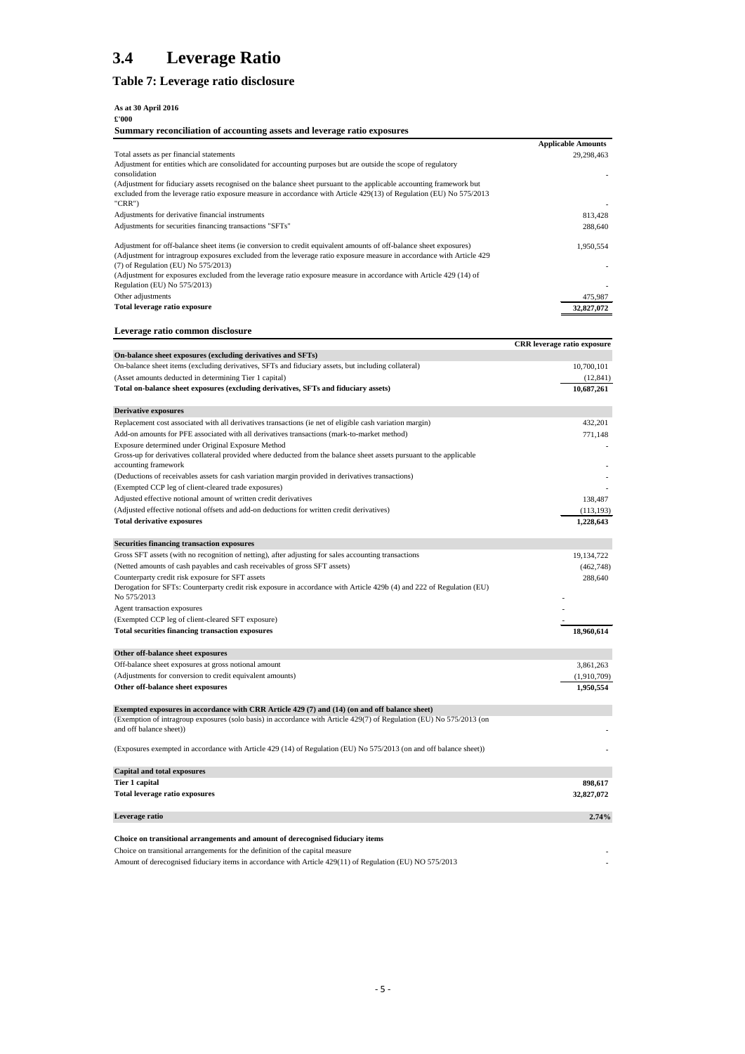# 3.4 Leverage Ratio

## Table 7: Leverage ratio disclosure

**As at 30 April 2016**

**£'000**

**Summary reconciliation of accounting assets and leverage ratio exposures**

| | **Applicable Amounts** |
|---|---|
| Total assets as per financial statements | 29,298,463 |
| Adjustment for entities which are consolidated for accounting purposes but are outside the scope of regulatory consolidation | - |
| (Adjustment for fiduciary assets recognised on the balance sheet pursuant to the applicable accounting framework but excluded from the leverage ratio exposure measure in accordance with Article 429(13) of Regulation (EU) No 575/2013 "CRR") | - |
| Adjustments for derivative financial instruments | 813,428 |
| Adjustments for securities financing transactions "SFTs" | 288,640 |
| Adjustment for off-balance sheet items (ie conversion to credit equivalent amounts of off-balance sheet exposures) | 1,950,554 |
| (Adjustment for intragroup exposures excluded from the leverage ratio exposure measure in accordance with Article 429 (7) of Regulation (EU) No 575/2013) | - |
| (Adjustment for exposures excluded from the leverage ratio exposure measure in accordance with Article 429 (14) of Regulation (EU) No 575/2013) | - |
| Other adjustments | 475,987 |
| **Total leverage ratio exposure** | **32,827,072** |

**Leverage ratio common disclosure**

| | **CRR leverage ratio exposure** |
|---|---|
| **On-balance sheet exposures (excluding derivatives and SFTs)** | |
| On-balance sheet items (excluding derivatives, SFTs and fiduciary assets, but including collateral) | 10,700,101 |
| (Asset amounts deducted in determining Tier 1 capital) | (12,841) |
| **Total on-balance sheet exposures (excluding derivatives, SFTs and fiduciary assets)** | **10,687,261** |
| **Derivative exposures** | |
| Replacement cost associated with all derivatives transactions (ie net of eligible cash variation margin) | 432,201 |
| Add-on amounts for PFE associated with all derivatives transactions (mark-to-market method) | 771,148 |
| Exposure determined under Original Exposure Method | - |
| Gross-up for derivatives collateral provided where deducted from the balance sheet assets pursuant to the applicable accounting framework | - |
| (Deductions of receivables assets for cash variation margin provided in derivatives transactions) | - |
| (Exempted CCP leg of client-cleared trade exposures) | - |
| Adjusted effective notional amount of written credit derivatives | 138,487 |
| (Adjusted effective notional offsets and add-on deductions for written credit derivatives) | (113,193) |
| **Total derivative exposures** | **1,228,643** |
| **Securities financing transaction exposures** | |
| Gross SFT assets (with no recognition of netting), after adjusting for sales accounting transactions | 19,134,722 |
| (Netted amounts of cash payables and cash receivables of gross SFT assets) | (462,748) |
| Counterparty credit risk exposure for SFT assets | 288,640 |
| Derogation for SFTs: Counterparty credit risk exposure in accordance with Article 429b (4) and 222 of Regulation (EU) No 575/2013 | - |
| Agent transaction exposures | - |
| (Exempted CCP leg of client-cleared SFT exposure) | - |
| **Total securities financing transaction exposures** | **18,960,614** |
| **Other off-balance sheet exposures** | |
| Off-balance sheet exposures at gross notional amount | 3,861,263 |
| (Adjustments for conversion to credit equivalent amounts) | (1,910,709) |
| **Other off-balance sheet exposures** | **1,950,554** |
| **Exempted exposures in accordance with CRR Article 429 (7) and (14) (on and off balance sheet)** | |
| (Exemption of intragroup exposures (solo basis) in accordance with Article 429(7) of Regulation (EU) No 575/2013 (on and off balance sheet)) | - |
| (Exposures exempted in accordance with Article 429 (14) of Regulation (EU) No 575/2013 (on and off balance sheet)) | - |
| **Capital and total exposures** | |
| **Tier 1 capital** | **898,617** |
| **Total leverage ratio exposures** | **32,827,072** |
| **Leverage ratio** | **2.74%** |

**Choice on transitional arrangements and amount of derecognised fiduciary items**

| | |
|---|---|
| Choice on transitional arrangements for the definition of the capital measure | - |
| Amount of derecognised fiduciary items in accordance with Article 429(11) of Regulation (EU) NO 575/2013 | - |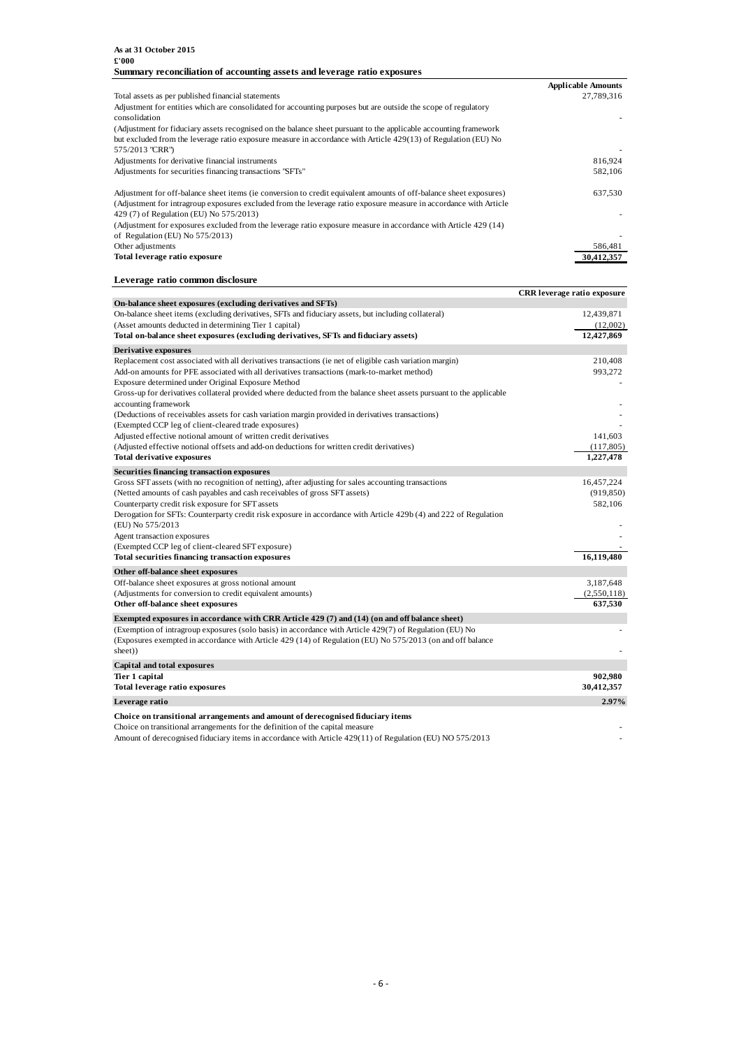**As at 31 October 2015**
**£'000**

**Summary reconciliation of accounting assets and leverage ratio exposures**

| | Applicable Amounts |
|---|---|
| Total assets as per published financial statements | 27,789,316 |
| Adjustment for entities which are consolidated for accounting purposes but are outside the scope of regulatory consolidation | - |
| (Adjustment for fiduciary assets recognised on the balance sheet pursuant to the applicable accounting framework but excluded from the leverage ratio exposure measure in accordance with Article 429(13) of Regulation (EU) No 575/2013 "CRR") | - |
| Adjustments for derivative financial instruments | 816,924 |
| Adjustments for securities financing transactions "SFTs" | 582,106 |
| Adjustment for off-balance sheet items (ie conversion to credit equivalent amounts of off-balance sheet exposures) | 637,530 |
| (Adjustment for intragroup exposures excluded from the leverage ratio exposure measure in accordance with Article 429 (7) of Regulation (EU) No 575/2013) | - |
| (Adjustment for exposures excluded from the leverage ratio exposure measure in accordance with Article 429 (14) of Regulation (EU) No 575/2013) | - |
| Other adjustments | 586,481 |
| **Total leverage ratio exposure** | **30,412,357** |

**Leverage ratio common disclosure**

| | CRR leverage ratio exposure |
|---|---|
| **On-balance sheet exposures (excluding derivatives and SFTs)** | |
| On-balance sheet items (excluding derivatives, SFTs and fiduciary assets, but including collateral) | 12,439,871 |
| (Asset amounts deducted in determining Tier 1 capital) | (12,002) |
| **Total on-balance sheet exposures (excluding derivatives, SFTs and fiduciary assets)** | **12,427,869** |
| **Derivative exposures** | |
| Replacement cost associated with all derivatives transactions (ie net of eligible cash variation margin) | 210,408 |
| Add-on amounts for PFE associated with all derivatives transactions (mark-to-market method) | 993,272 |
| Exposure determined under Original Exposure Method | - |
| Gross-up for derivatives collateral provided where deducted from the balance sheet assets pursuant to the applicable accounting framework | - |
| (Deductions of receivables assets for cash variation margin provided in derivatives transactions) | - |
| (Exempted CCP leg of client-cleared trade exposures) | - |
| Adjusted effective notional amount of written credit derivatives | 141,603 |
| (Adjusted effective notional offsets and add-on deductions for written credit derivatives) | (117,805) |
| **Total derivative exposures** | **1,227,478** |
| **Securities financing transaction exposures** | |
| Gross SFT assets (with no recognition of netting), after adjusting for sales accounting transactions | 16,457,224 |
| (Netted amounts of cash payables and cash receivables of gross SFT assets) | (919,850) |
| Counterparty credit risk exposure for SFT assets | 582,106 |
| Derogation for SFTs: Counterparty credit risk exposure in accordance with Article 429b (4) and 222 of Regulation (EU) No 575/2013 | - |
| Agent transaction exposures | - |
| (Exempted CCP leg of client-cleared SFT exposure) | - |
| **Total securities financing transaction exposures** | **16,119,480** |
| **Other off-balance sheet exposures** | |
| Off-balance sheet exposures at gross notional amount | 3,187,648 |
| (Adjustments for conversion to credit equivalent amounts) | (2,550,118) |
| **Other off-balance sheet exposures** | **637,530** |
| **Exempted exposures in accordance with CRR Article 429 (7) and (14) (on and off balance sheet)** | |
| (Exemption of intragroup exposures (solo basis) in accordance with Article 429(7) of Regulation (EU) No | - |
| (Exposures exempted in accordance with Article 429 (14) of Regulation (EU) No 575/2013 (on and off balance sheet)) | - |
| **Capital and total exposures** | |
| **Tier 1 capital** | **902,980** |
| **Total leverage ratio exposures** | **30,412,357** |
| **Leverage ratio** | **2.97%** |
| **Choice on transitional arrangements and amount of derecognised fiduciary items** | |
| Choice on transitional arrangements for the definition of the capital measure | - |
| Amount of derecognised fiduciary items in accordance with Article 429(11) of Regulation (EU) NO 575/2013 | - |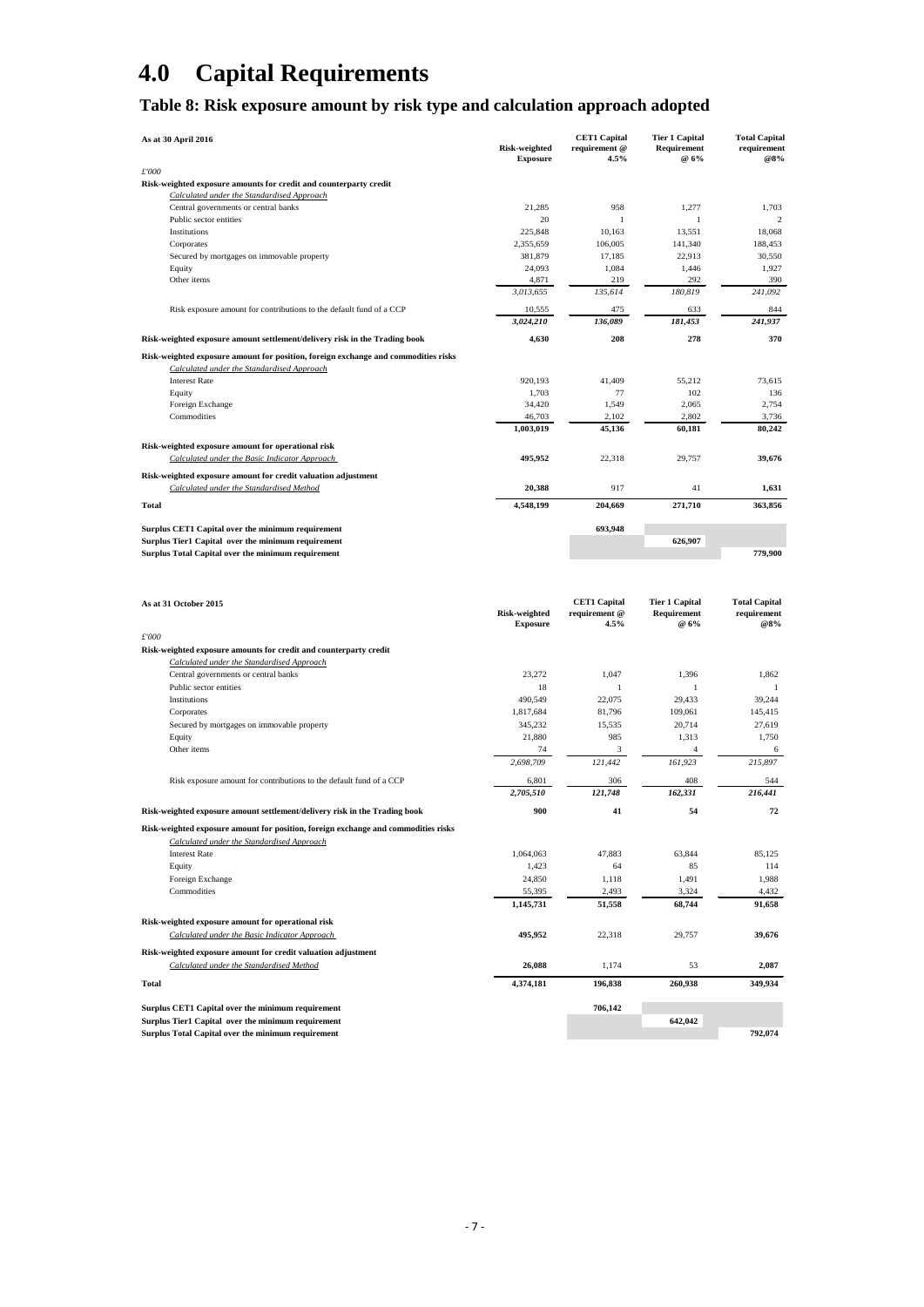# 4.0 Capital Requirements

## Table 8: Risk exposure amount by risk type and calculation approach adopted

| As at 30 April 2016 | Risk-weighted Exposure | CET1 Capital requirement @ 4.5% | Tier 1 Capital Requirement @ 6% | Total Capital requirement @8% |
|---|---|---|---|---|
| *£'000* | | | | |
| **Risk-weighted exposure amounts for credit and counterparty credit** | | | | |
| *Calculated under the Standardised Approach* | | | | |
| Central governments or central banks | 21,285 | 958 | 1,277 | 1,703 |
| Public sector entities | 20 | 1 | 1 | 2 |
| Institutions | 225,848 | 10,163 | 13,551 | 18,068 |
| Corporates | 2,355,659 | 106,005 | 141,340 | 188,453 |
| Secured by mortgages on immovable property | 381,879 | 17,185 | 22,913 | 30,550 |
| Equity | 24,093 | 1,084 | 1,446 | 1,927 |
| Other items | 4,871 | 219 | 292 | 390 |
| | *3,013,655* | *135,614* | *180,819* | *241,092* |
| Risk exposure amount for contributions to the default fund of a CCP | 10,555 | 475 | 633 | 844 |
| | *3,024,210* | *136,089* | *181,453* | *241,937* |
| **Risk-weighted exposure amount settlement/delivery risk in the Trading book** | **4,630** | **208** | **278** | **370** |
| **Risk-weighted exposure amount for position, foreign exchange and commodities risks** | | | | |
| *Calculated under the Standardised Approach* | | | | |
| Interest Rate | 920,193 | 41,409 | 55,212 | 73,615 |
| Equity | 1,703 | 77 | 102 | 136 |
| Foreign Exchange | 34,420 | 1,549 | 2,065 | 2,754 |
| Commodities | 46,703 | 2,102 | 2,802 | 3,736 |
| | **1,003,019** | **45,136** | **60,181** | **80,242** |
| **Risk-weighted exposure amount for operational risk** | | | | |
| *Calculated under the Basic Indicator Approach* | **495,952** | 22,318 | 29,757 | **39,676** |
| **Risk-weighted exposure amount for credit valuation adjustment** | | | | |
| *Calculated under the Standardised Method* | **20,388** | 917 | 41 | **1,631** |
| **Total** | **4,548,199** | **204,669** | **271,710** | **363,856** |
| **Surplus CET1 Capital over the minimum requirement** | | **693,948** | | |
| **Surplus Tier1 Capital over the minimum requirement** | | | **626,907** | |
| **Surplus Total Capital over the minimum requirement** | | | | **779,900** |

| As at 31 October 2015 | Risk-weighted Exposure | CET1 Capital requirement @ 4.5% | Tier 1 Capital Requirement @ 6% | Total Capital requirement @8% |
|---|---|---|---|---|
| *£'000* | | | | |
| **Risk-weighted exposure amounts for credit and counterparty credit** | | | | |
| *Calculated under the Standardised Approach* | | | | |
| Central governments or central banks | 23,272 | 1,047 | 1,396 | 1,862 |
| Public sector entities | 18 | 1 | 1 | 1 |
| Institutions | 490,549 | 22,075 | 29,433 | 39,244 |
| Corporates | 1,817,684 | 81,796 | 109,061 | 145,415 |
| Secured by mortgages on immovable property | 345,232 | 15,535 | 20,714 | 27,619 |
| Equity | 21,880 | 985 | 1,313 | 1,750 |
| Other items | 74 | 3 | 4 | 6 |
| | *2,698,709* | *121,442* | *161,923* | *215,897* |
| Risk exposure amount for contributions to the default fund of a CCP | 6,801 | 306 | 408 | 544 |
| | *2,705,510* | *121,748* | *162,331* | *216,441* |
| **Risk-weighted exposure amount settlement/delivery risk in the Trading book** | **900** | **41** | **54** | **72** |
| **Risk-weighted exposure amount for position, foreign exchange and commodities risks** | | | | |
| *Calculated under the Standardised Approach* | | | | |
| Interest Rate | 1,064,063 | 47,883 | 63,844 | 85,125 |
| Equity | 1,423 | 64 | 85 | 114 |
| Foreign Exchange | 24,850 | 1,118 | 1,491 | 1,988 |
| Commodities | 55,395 | 2,493 | 3,324 | 4,432 |
| | **1,145,731** | **51,558** | **68,744** | **91,658** |
| **Risk-weighted exposure amount for operational risk** | | | | |
| *Calculated under the Basic Indicator Approach* | **495,952** | 22,318 | 29,757 | **39,676** |
| **Risk-weighted exposure amount for credit valuation adjustment** | | | | |
| *Calculated under the Standardised Method* | **26,088** | 1,174 | 53 | **2,087** |
| **Total** | **4,374,181** | **196,838** | **260,938** | **349,934** |
| **Surplus CET1 Capital over the minimum requirement** | | **706,142** | | |
| **Surplus Tier1 Capital over the minimum requirement** | | | **642,042** | |
| **Surplus Total Capital over the minimum requirement** | | | | **792,074** |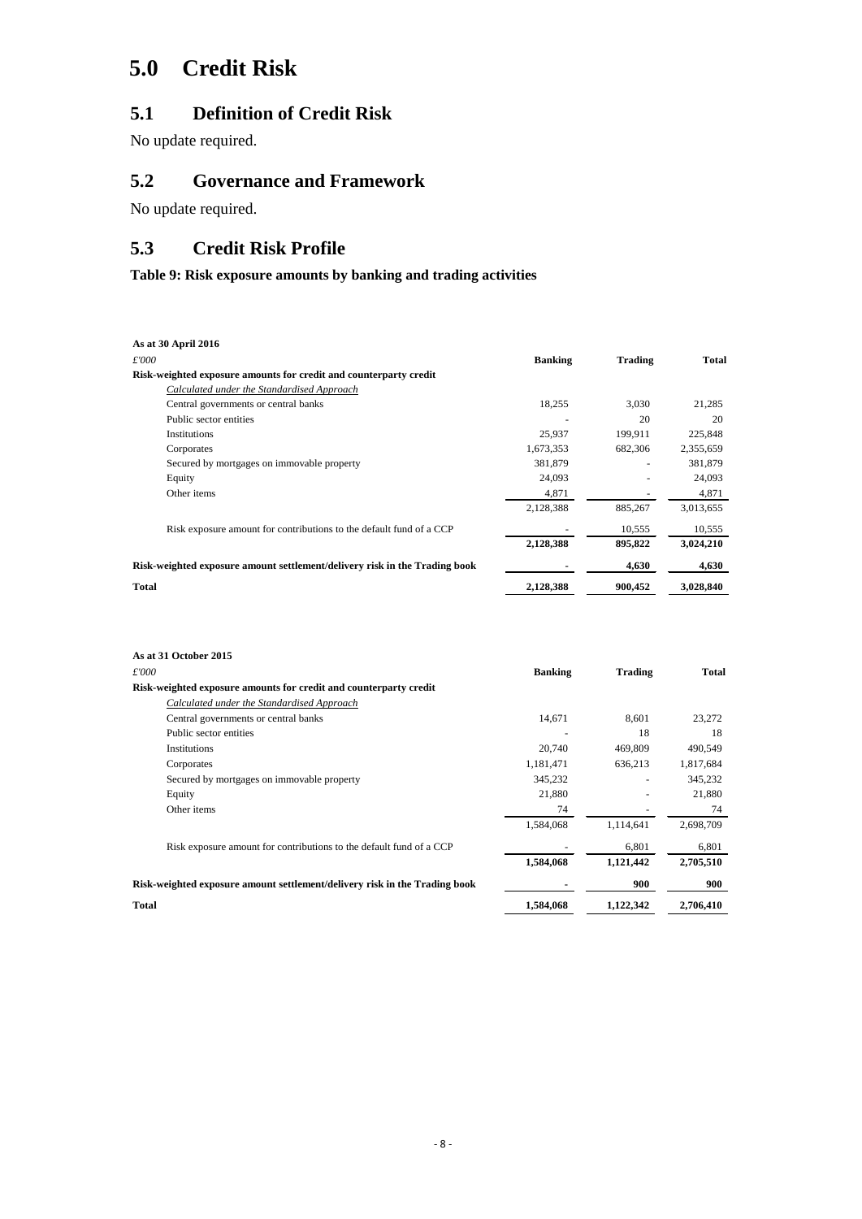# 5.0 Credit Risk

## 5.1 Definition of Credit Risk

No update required.

## 5.2 Governance and Framework

No update required.

## 5.3 Credit Risk Profile

**Table 9: Risk exposure amounts by banking and trading activities**

| **As at 30 April 2016** | | | |
|---|---|---|---|
| *£'000* | **Banking** | **Trading** | **Total** |
| **Risk-weighted exposure amounts for credit and counterparty credit** | | | |
| *Calculated under the Standardised Approach* | | | |
| Central governments or central banks | 18,255 | 3,030 | 21,285 |
| Public sector entities | - | 20 | 20 |
| Institutions | 25,937 | 199,911 | 225,848 |
| Corporates | 1,673,353 | 682,306 | 2,355,659 |
| Secured by mortgages on immovable property | 381,879 | - | 381,879 |
| Equity | 24,093 | - | 24,093 |
| Other items | 4,871 | - | 4,871 |
| | 2,128,388 | 885,267 | 3,013,655 |
| Risk exposure amount for contributions to the default fund of a CCP | - | 10,555 | 10,555 |
| | **2,128,388** | **895,822** | **3,024,210** |
| **Risk-weighted exposure amount settlement/delivery risk in the Trading book** | **-** | **4,630** | **4,630** |
| **Total** | **2,128,388** | **900,452** | **3,028,840** |

| **As at 31 October 2015** | | | |
|---|---|---|---|
| *£'000* | **Banking** | **Trading** | **Total** |
| **Risk-weighted exposure amounts for credit and counterparty credit** | | | |
| *Calculated under the Standardised Approach* | | | |
| Central governments or central banks | 14,671 | 8,601 | 23,272 |
| Public sector entities | - | 18 | 18 |
| Institutions | 20,740 | 469,809 | 490,549 |
| Corporates | 1,181,471 | 636,213 | 1,817,684 |
| Secured by mortgages on immovable property | 345,232 | - | 345,232 |
| Equity | 21,880 | - | 21,880 |
| Other items | 74 | - | 74 |
| | 1,584,068 | 1,114,641 | 2,698,709 |
| Risk exposure amount for contributions to the default fund of a CCP | - | 6,801 | 6,801 |
| | **1,584,068** | **1,121,442** | **2,705,510** |
| **Risk-weighted exposure amount settlement/delivery risk in the Trading book** | **-** | **900** | **900** |
| **Total** | **1,584,068** | **1,122,342** | **2,706,410** |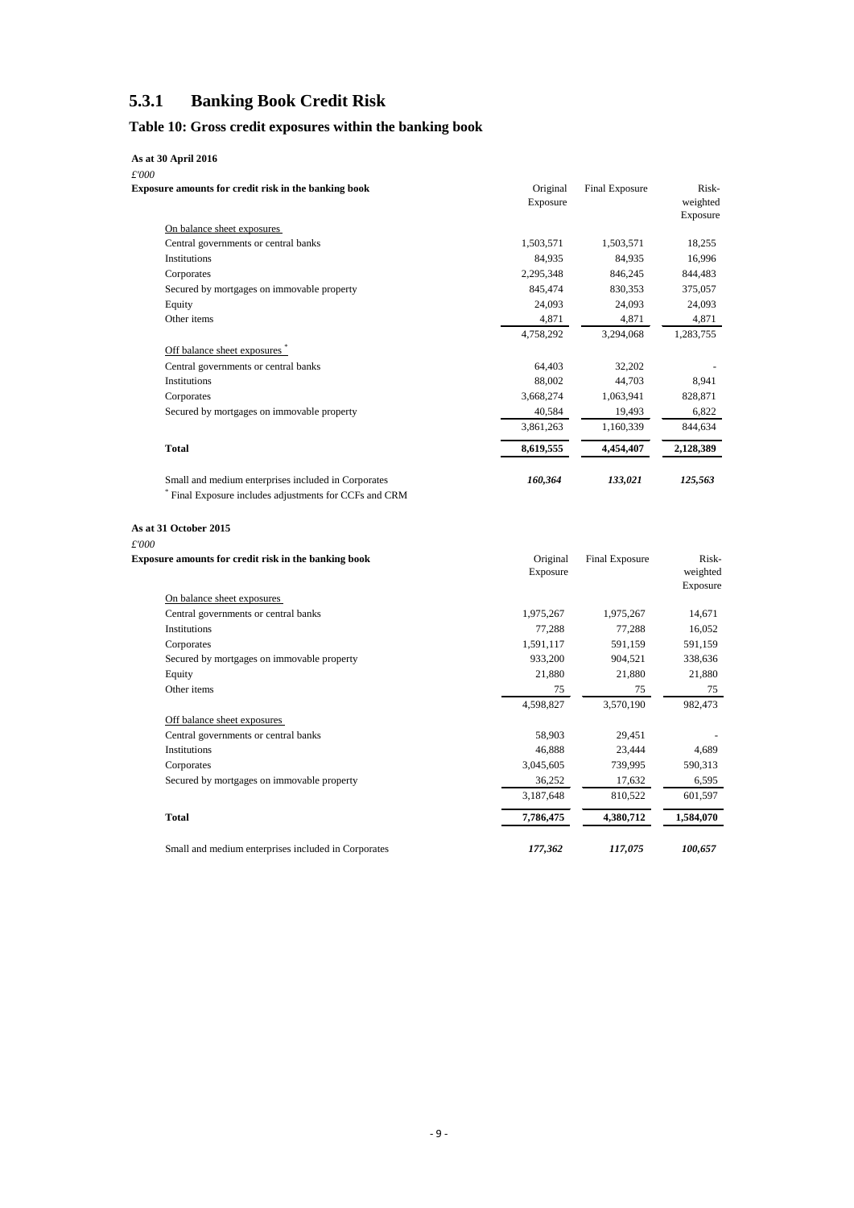### 5.3.1 Banking Book Credit Risk

#### Table 10: Gross credit exposures within the banking book

**As at 30 April 2016**

*£'000*

| **Exposure amounts for credit risk in the banking book** | Original Exposure | Final Exposure | Risk-weighted Exposure |
|---|---|---|---|
| On balance sheet exposures | | | |
| Central governments or central banks | 1,503,571 | 1,503,571 | 18,255 |
| Institutions | 84,935 | 84,935 | 16,996 |
| Corporates | 2,295,348 | 846,245 | 844,483 |
| Secured by mortgages on immovable property | 845,474 | 830,353 | 375,057 |
| Equity | 24,093 | 24,093 | 24,093 |
| Other items | 4,871 | 4,871 | 4,871 |
| | 4,758,292 | 3,294,068 | 1,283,755 |
| Off balance sheet exposures * | | | |
| Central governments or central banks | 64,403 | 32,202 | - |
| Institutions | 88,002 | 44,703 | 8,941 |
| Corporates | 3,668,274 | 1,063,941 | 828,871 |
| Secured by mortgages on immovable property | 40,584 | 19,493 | 6,822 |
| | 3,861,263 | 1,160,339 | 844,634 |
| **Total** | **8,619,555** | **4,454,407** | **2,128,389** |
| Small and medium enterprises included in Corporates | ***160,364*** | ***133,021*** | ***125,563*** |

* Final Exposure includes adjustments for CCFs and CRM

**As at 31 October 2015**

*£'000*

| **Exposure amounts for credit risk in the banking book** | Original Exposure | Final Exposure | Risk-weighted Exposure |
|---|---|---|---|
| On balance sheet exposures | | | |
| Central governments or central banks | 1,975,267 | 1,975,267 | 14,671 |
| Institutions | 77,288 | 77,288 | 16,052 |
| Corporates | 1,591,117 | 591,159 | 591,159 |
| Secured by mortgages on immovable property | 933,200 | 904,521 | 338,636 |
| Equity | 21,880 | 21,880 | 21,880 |
| Other items | 75 | 75 | 75 |
| | 4,598,827 | 3,570,190 | 982,473 |
| Off balance sheet exposures | | | |
| Central governments or central banks | 58,903 | 29,451 | - |
| Institutions | 46,888 | 23,444 | 4,689 |
| Corporates | 3,045,605 | 739,995 | 590,313 |
| Secured by mortgages on immovable property | 36,252 | 17,632 | 6,595 |
| | 3,187,648 | 810,522 | 601,597 |
| **Total** | **7,786,475** | **4,380,712** | **1,584,070** |
| Small and medium enterprises included in Corporates | ***177,362*** | ***117,075*** | ***100,657*** |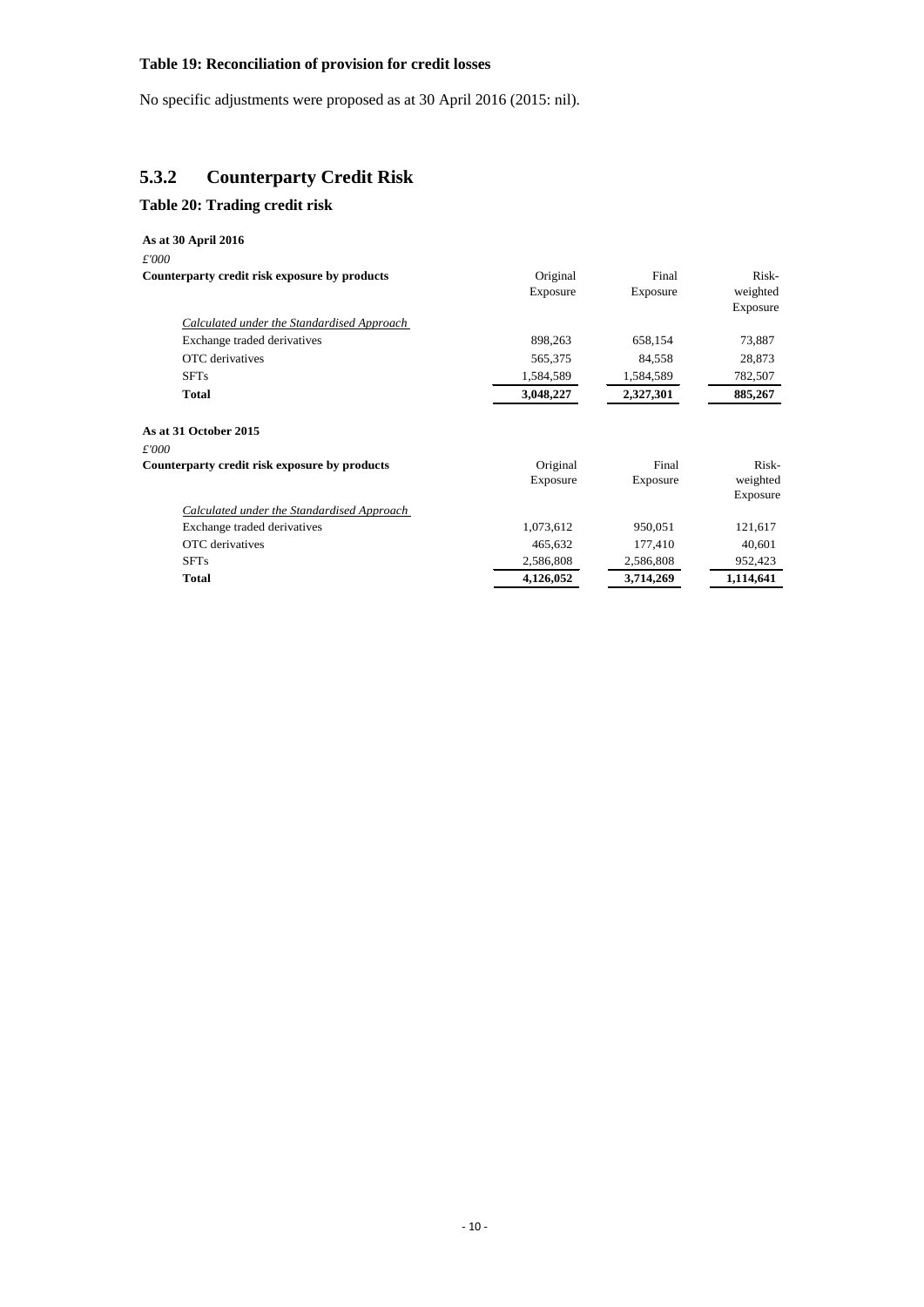**Table 19: Reconciliation of provision for credit losses**

No specific adjustments were proposed as at 30 April 2016 (2015: nil).

## 5.3.2 Counterparty Credit Risk

### Table 20: Trading credit risk

**As at 30 April 2016**

*£'000*

| **Counterparty credit risk exposure by products** | Original Exposure | Final Exposure | Risk-weighted Exposure |
|---|---|---|---|
| *Calculated under the Standardised Approach* | | | |
| Exchange traded derivatives | 898,263 | 658,154 | 73,887 |
| OTC derivatives | 565,375 | 84,558 | 28,873 |
| SFTs | 1,584,589 | 1,584,589 | 782,507 |
| **Total** | **3,048,227** | **2,327,301** | **885,267** |

**As at 31 October 2015**

*£'000*

| **Counterparty credit risk exposure by products** | Original Exposure | Final Exposure | Risk-weighted Exposure |
|---|---|---|---|
| *Calculated under the Standardised Approach* | | | |
| Exchange traded derivatives | 1,073,612 | 950,051 | 121,617 |
| OTC derivatives | 465,632 | 177,410 | 40,601 |
| SFTs | 2,586,808 | 2,586,808 | 952,423 |
| **Total** | **4,126,052** | **3,714,269** | **1,114,641** |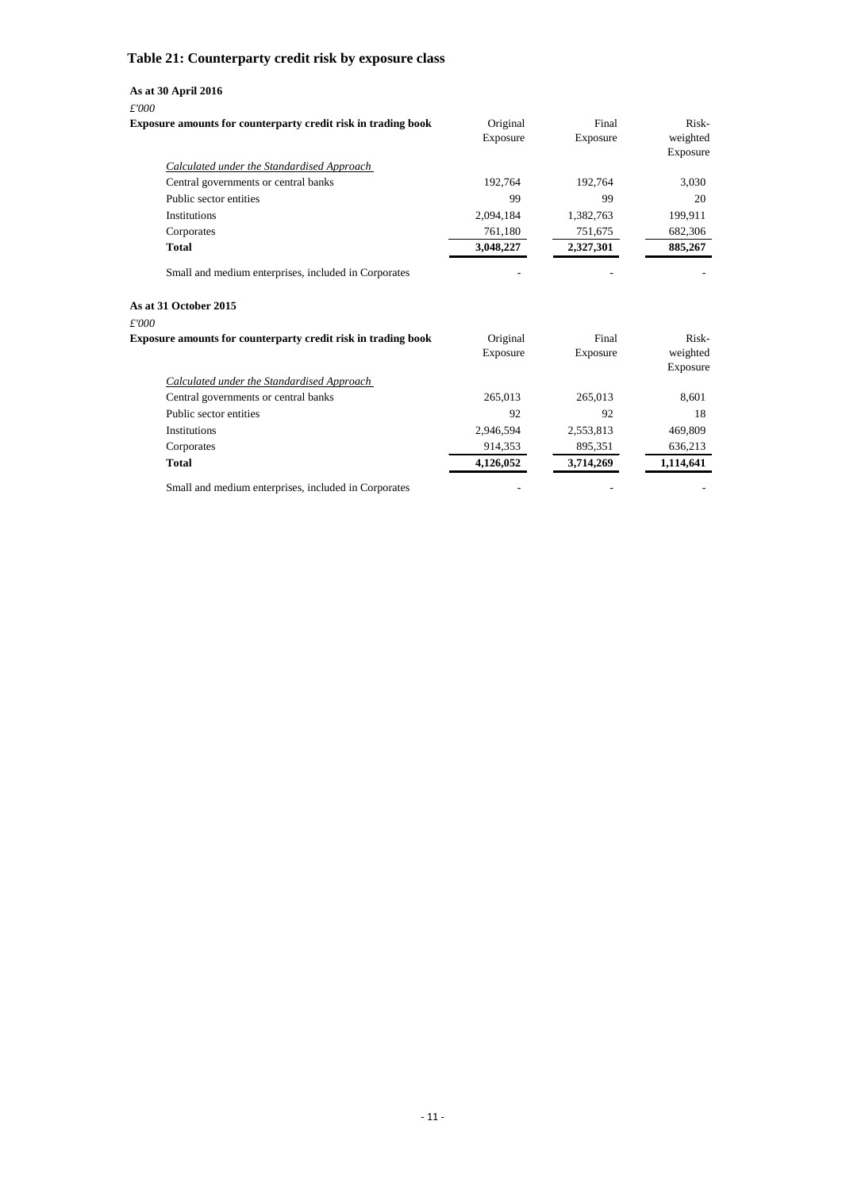## Table 21: Counterparty credit risk by exposure class

**As at 30 April 2016**

*£'000*

| **Exposure amounts for counterparty credit risk in trading book** | Original Exposure | Final Exposure | Risk-weighted Exposure |
|---|---|---|---|
| *Calculated under the Standardised Approach* | | | |
| Central governments or central banks | 192,764 | 192,764 | 3,030 |
| Public sector entities | 99 | 99 | 20 |
| Institutions | 2,094,184 | 1,382,763 | 199,911 |
| Corporates | 761,180 | 751,675 | 682,306 |
| **Total** | **3,048,227** | **2,327,301** | **885,267** |
| Small and medium enterprises, included in Corporates | - | - | - |

**As at 31 October 2015**

*£'000*

| **Exposure amounts for counterparty credit risk in trading book** | Original Exposure | Final Exposure | Risk-weighted Exposure |
|---|---|---|---|
| *Calculated under the Standardised Approach* | | | |
| Central governments or central banks | 265,013 | 265,013 | 8,601 |
| Public sector entities | 92 | 92 | 18 |
| Institutions | 2,946,594 | 2,553,813 | 469,809 |
| Corporates | 914,353 | 895,351 | 636,213 |
| **Total** | **4,126,052** | **3,714,269** | **1,114,641** |
| Small and medium enterprises, included in Corporates | - | - | - |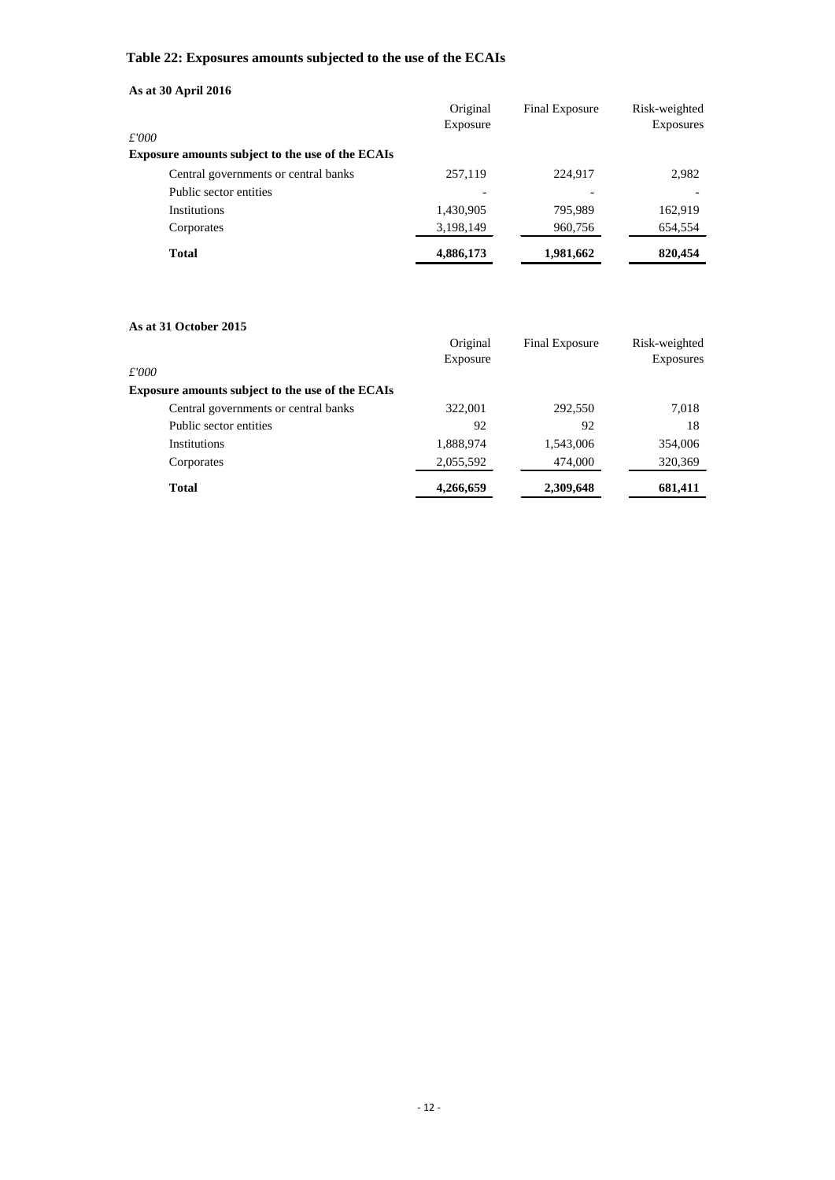## Table 22: Exposures amounts subjected to the use of the ECAIs

**As at 30 April 2016**

| *£'000* | Original Exposure | Final Exposure | Risk-weighted Exposures |
|---|---|---|---|
| **Exposure amounts subject to the use of the ECAIs** | | | |
| Central governments or central banks | 257,119 | 224,917 | 2,982 |
| Public sector entities | - | - | - |
| Institutions | 1,430,905 | 795,989 | 162,919 |
| Corporates | 3,198,149 | 960,756 | 654,554 |
| **Total** | **4,886,173** | **1,981,662** | **820,454** |

**As at 31 October 2015**

| *£'000* | Original Exposure | Final Exposure | Risk-weighted Exposures |
|---|---|---|---|
| **Exposure amounts subject to the use of the ECAIs** | | | |
| Central governments or central banks | 322,001 | 292,550 | 7,018 |
| Public sector entities | 92 | 92 | 18 |
| Institutions | 1,888,974 | 1,543,006 | 354,006 |
| Corporates | 2,055,592 | 474,000 | 320,369 |
| **Total** | **4,266,659** | **2,309,648** | **681,411** |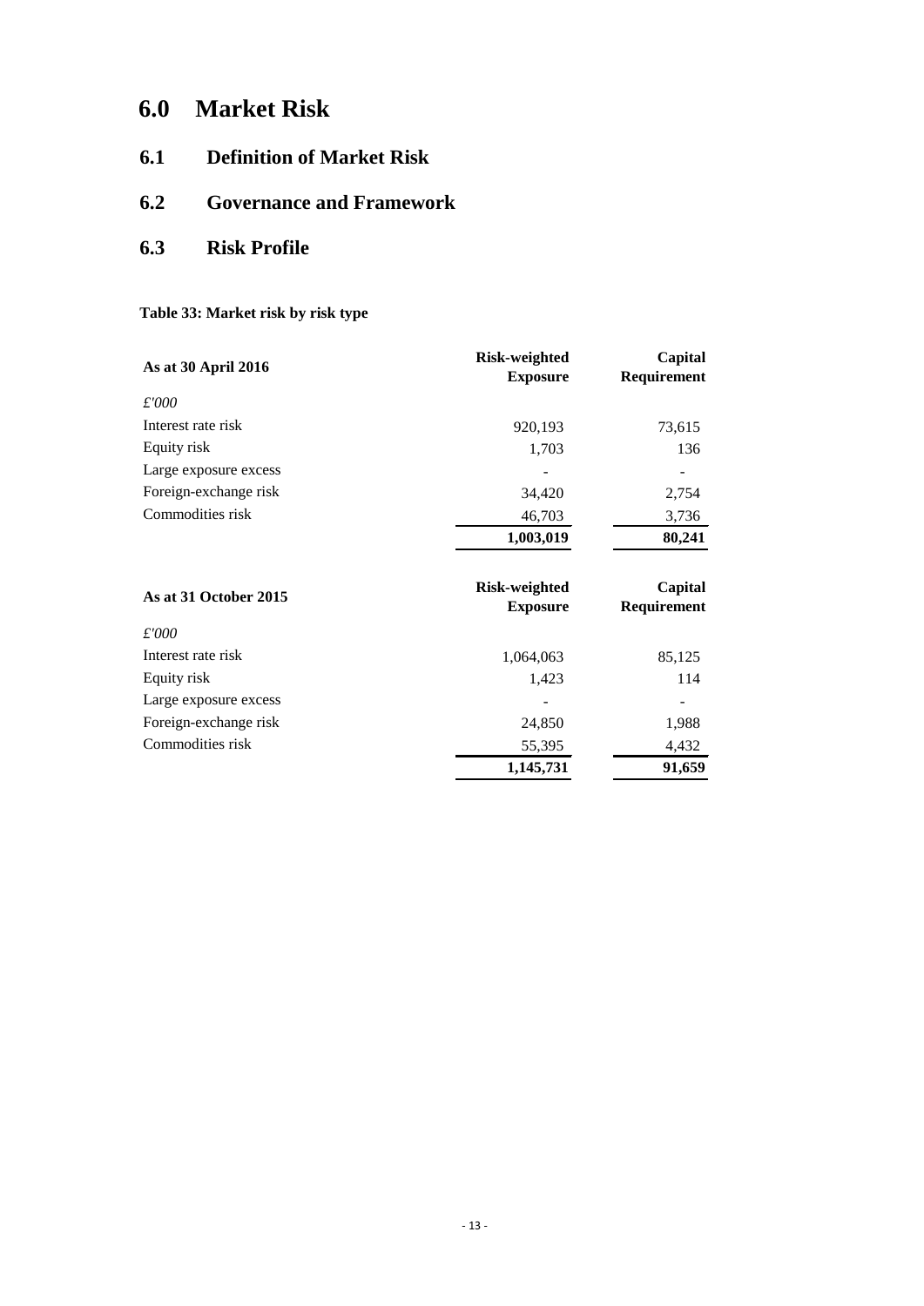# 6.0 Market Risk

## 6.1 Definition of Market Risk

## 6.2 Governance and Framework

## 6.3 Risk Profile

**Table 33: Market risk by risk type**

| **As at 30 April 2016** | **Risk-weighted Exposure** | **Capital Requirement** |
|---|---|---|
| *£'000* | | |
| Interest rate risk | 920,193 | 73,615 |
| Equity risk | 1,703 | 136 |
| Large exposure excess | - | - |
| Foreign-exchange risk | 34,420 | 2,754 |
| Commodities risk | 46,703 | 3,736 |
| | **1,003,019** | **80,241** |

| **As at 31 October 2015** | **Risk-weighted Exposure** | **Capital Requirement** |
|---|---|---|
| *£'000* | | |
| Interest rate risk | 1,064,063 | 85,125 |
| Equity risk | 1,423 | 114 |
| Large exposure excess | - | - |
| Foreign-exchange risk | 24,850 | 1,988 |
| Commodities risk | 55,395 | 4,432 |
| | **1,145,731** | **91,659** |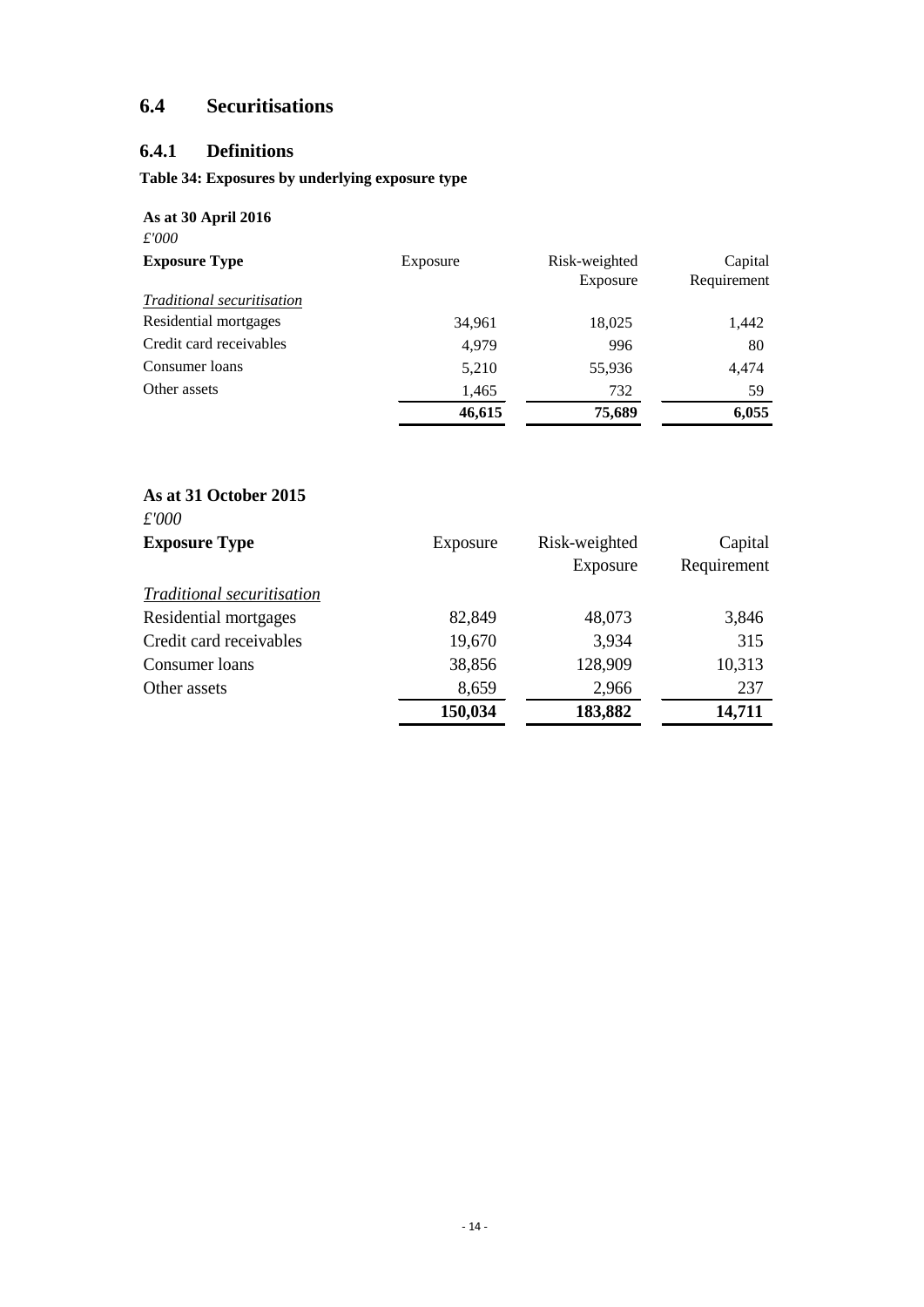## 6.4 Securitisations

### 6.4.1 Definitions

**Table 34: Exposures by underlying exposure type**

**As at 30 April 2016**

*£'000*

| **Exposure Type** | Exposure | Risk-weighted Exposure | Capital Requirement |
|---|---|---|---|
| *Traditional securitisation* | | | |
| Residential mortgages | 34,961 | 18,025 | 1,442 |
| Credit card receivables | 4,979 | 996 | 80 |
| Consumer loans | 5,210 | 55,936 | 4,474 |
| Other assets | 1,465 | 732 | 59 |
| | **46,615** | **75,689** | **6,055** |

**As at 31 October 2015**

*£'000*

| **Exposure Type** | Exposure | Risk-weighted Exposure | Capital Requirement |
|---|---|---|---|
| *Traditional securitisation* | | | |
| Residential mortgages | 82,849 | 48,073 | 3,846 |
| Credit card receivables | 19,670 | 3,934 | 315 |
| Consumer loans | 38,856 | 128,909 | 10,313 |
| Other assets | 8,659 | 2,966 | 237 |
| | **150,034** | **183,882** | **14,711** |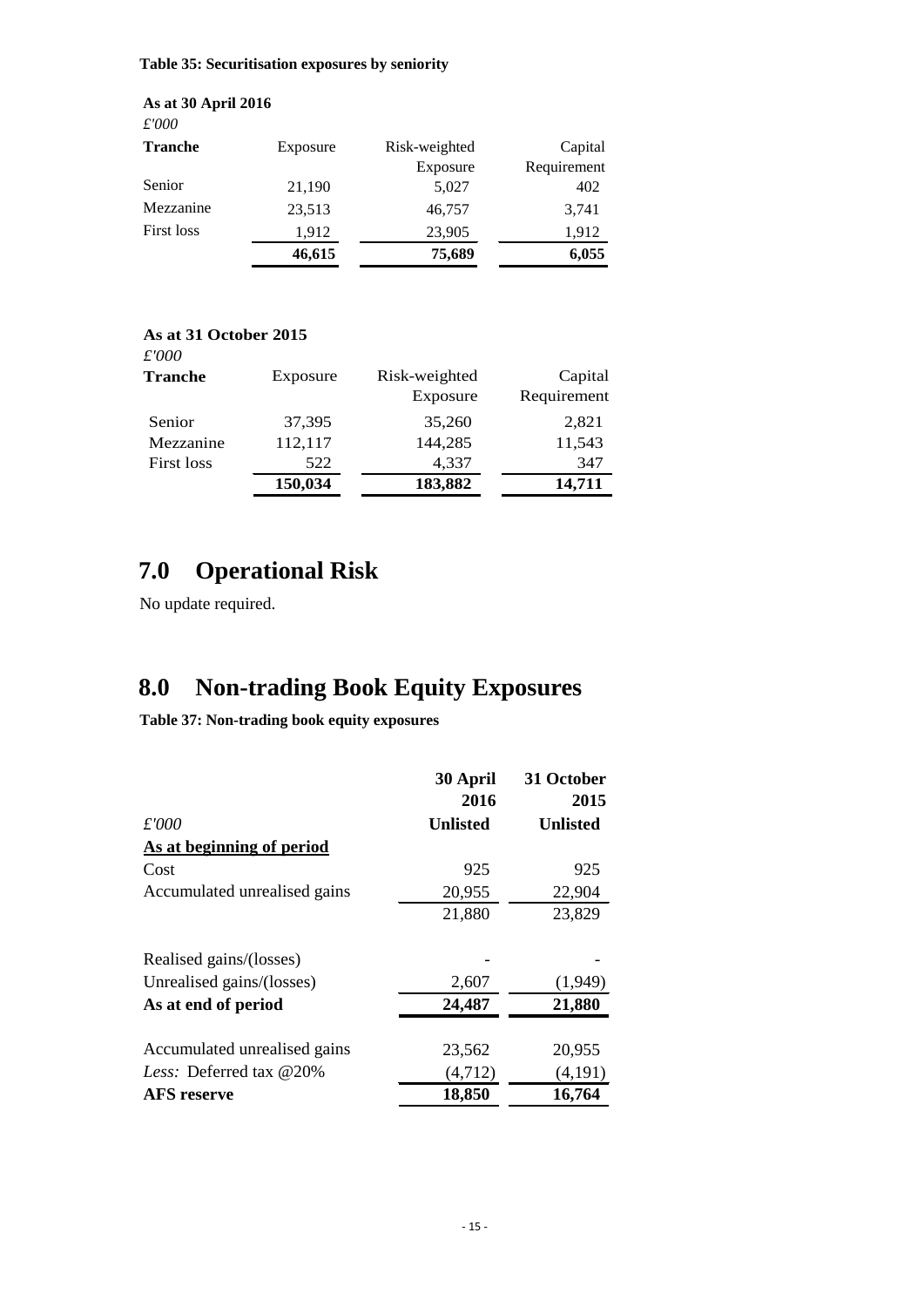**Table 35: Securitisation exposures by seniority**

**As at 30 April 2016**

| *£'000* **Tranche** | Exposure | Risk-weighted Exposure | Capital Requirement |
|---|---|---|---|
| Senior | 21,190 | 5,027 | 402 |
| Mezzanine | 23,513 | 46,757 | 3,741 |
| First loss | 1,912 | 23,905 | 1,912 |
| | **46,615** | **75,689** | **6,055** |

**As at 31 October 2015**

| *£'000* **Tranche** | Exposure | Risk-weighted Exposure | Capital Requirement |
|---|---|---|---|
| Senior | 37,395 | 35,260 | 2,821 |
| Mezzanine | 112,117 | 144,285 | 11,543 |
| First loss | 522 | 4,337 | 347 |
| | **150,034** | **183,882** | **14,711** |

# 7.0 Operational Risk

No update required.

# 8.0 Non-trading Book Equity Exposures

**Table 37: Non-trading book equity exposures**

| *£'000* | **30 April 2016 Unlisted** | **31 October 2015 Unlisted** |
|---|---|---|
| **As at beginning of period** | | |
| Cost | 925 | 925 |
| Accumulated unrealised gains | 20,955 | 22,904 |
| | 21,880 | 23,829 |
| | | |
| Realised gains/(losses) | - | - |
| Unrealised gains/(losses) | 2,607 | (1,949) |
| **As at end of period** | **24,487** | **21,880** |
| | | |
| Accumulated unrealised gains | 23,562 | 20,955 |
| *Less:* Deferred tax @20% | (4,712) | (4,191) |
| **AFS reserve** | **18,850** | **16,764** |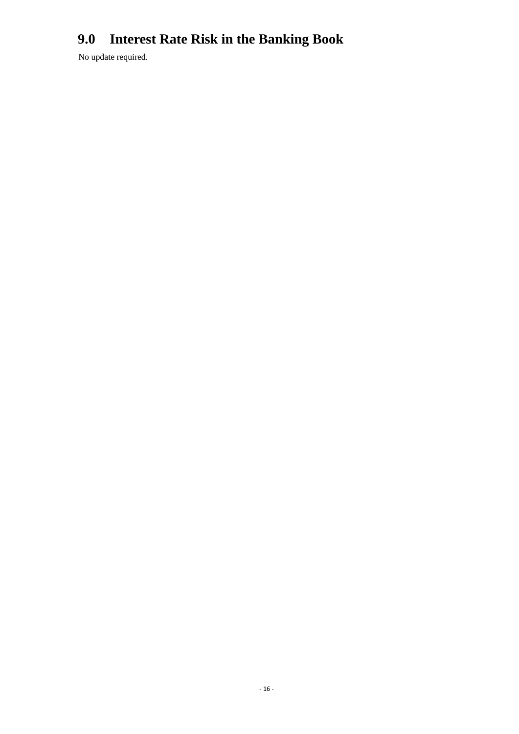# 9.0 Interest Rate Risk in the Banking Book

No update required.